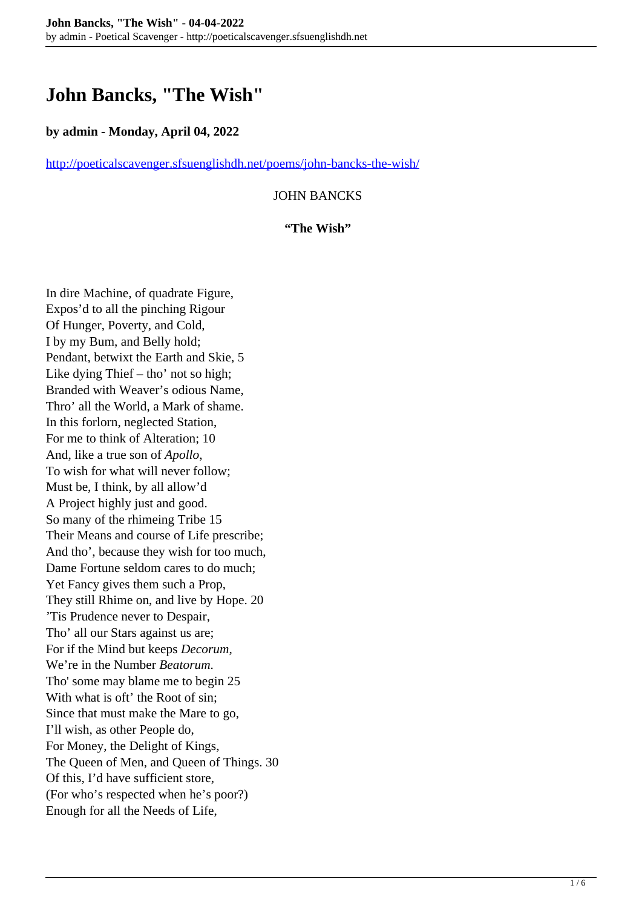# John Bancks, "The Wish"

**by admin - Monday, April 04, 2022**

http://poeticalscavenger.sfsuenglishdh.net/poems/john-bancks-the-wish/

JOHN BANCKS

**"The Wish"**

In dire Machine, of quadrate Figure,  
Expos'd to all the pinching Rigour  
Of Hunger, Poverty, and Cold,  
I by my Bum, and Belly hold;  
Pendant, betwixt the Earth and Skie, 5  
Like dying Thief – tho' not so high;  
Branded with Weaver's odious Name,  
Thro' all the World, a Mark of shame.  
In this forlorn, neglected Station,  
For me to think of Alteration; 10  
And, like a true son of *Apollo*,  
To wish for what will never follow;  
Must be, I think, by all allow'd  
A Project highly just and good.  
So many of the rhimeing Tribe 15  
Their Means and course of Life prescribe;  
And tho', because they wish for too much,  
Dame Fortune seldom cares to do much;  
Yet Fancy gives them such a Prop,  
They still Rhime on, and live by Hope. 20  
'Tis Prudence never to Despair,  
Tho' all our Stars against us are;  
For if the Mind but keeps *Decorum*,  
We're in the Number *Beatorum*.  
Tho' some may blame me to begin 25  
With what is oft' the Root of sin;  
Since that must make the Mare to go,  
I'll wish, as other People do,  
For Money, the Delight of Kings,  
The Queen of Men, and Queen of Things. 30  
Of this, I'd have sufficient store,  
(For who's respected when he's poor?)  
Enough for all the Needs of Life,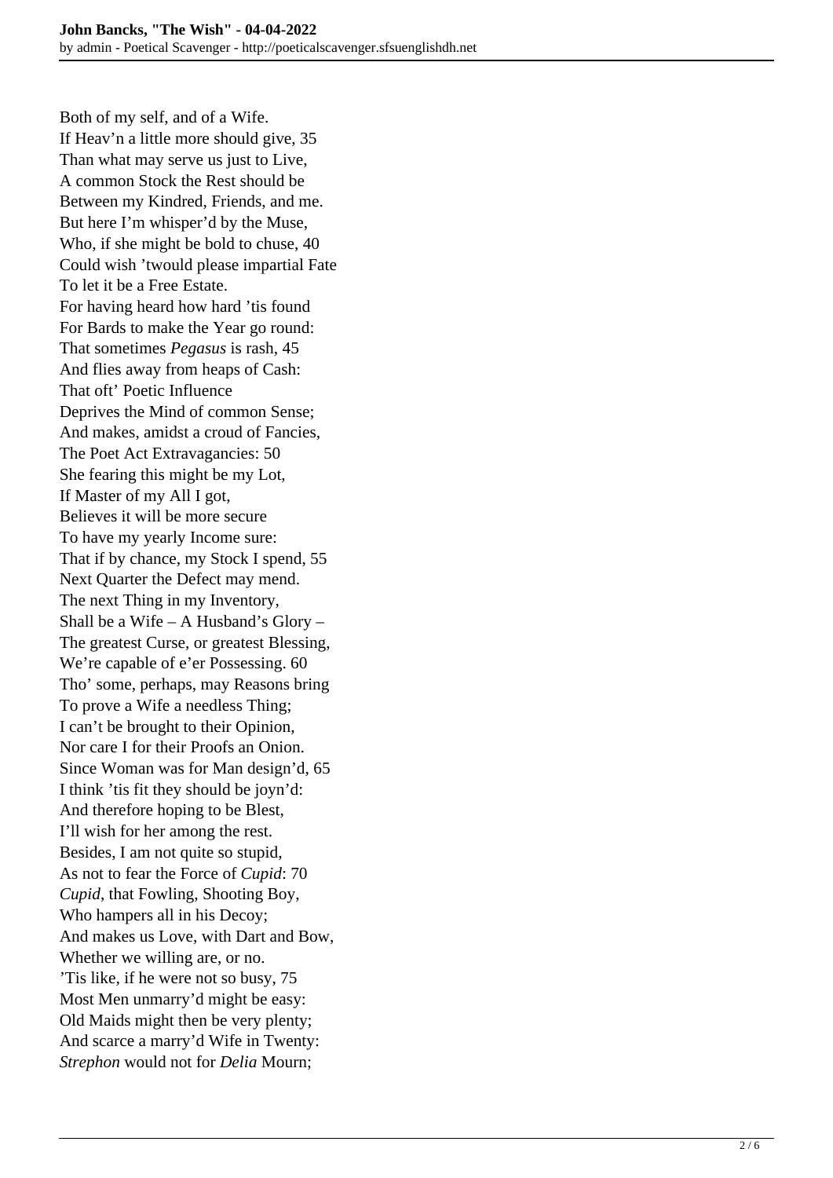Both of my self, and of a Wife.
If Heav'n a little more should give, 35
Than what may serve us just to Live,
A common Stock the Rest should be
Between my Kindred, Friends, and me.
But here I'm whisper'd by the Muse,
Who, if she might be bold to chuse, 40
Could wish 'twould please impartial Fate
To let it be a Free Estate.
For having heard how hard 'tis found
For Bards to make the Year go round:
That sometimes *Pegasus* is rash, 45
And flies away from heaps of Cash:
That oft' Poetic Influence
Deprives the Mind of common Sense;
And makes, amidst a croud of Fancies,
The Poet Act Extravagancies: 50
She fearing this might be my Lot,
If Master of my All I got,
Believes it will be more secure
To have my yearly Income sure:
That if by chance, my Stock I spend, 55
Next Quarter the Defect may mend.
The next Thing in my Inventory,
Shall be a Wife – A Husband's Glory –
The greatest Curse, or greatest Blessing,
We're capable of e'er Possessing. 60
Tho' some, perhaps, may Reasons bring
To prove a Wife a needless Thing;
I can't be brought to their Opinion,
Nor care I for their Proofs an Onion.
Since Woman was for Man design'd, 65
I think 'tis fit they should be joyn'd:
And therefore hoping to be Blest,
I'll wish for her among the rest.
Besides, I am not quite so stupid,
As not to fear the Force of *Cupid*: 70
*Cupid*, that Fowling, Shooting Boy,
Who hampers all in his Decoy;
And makes us Love, with Dart and Bow,
Whether we willing are, or no.
'Tis like, if he were not so busy, 75
Most Men unmarry'd might be easy:
Old Maids might then be very plenty;
And scarce a marry'd Wife in Twenty:
*Strephon* would not for *Delia* Mourn;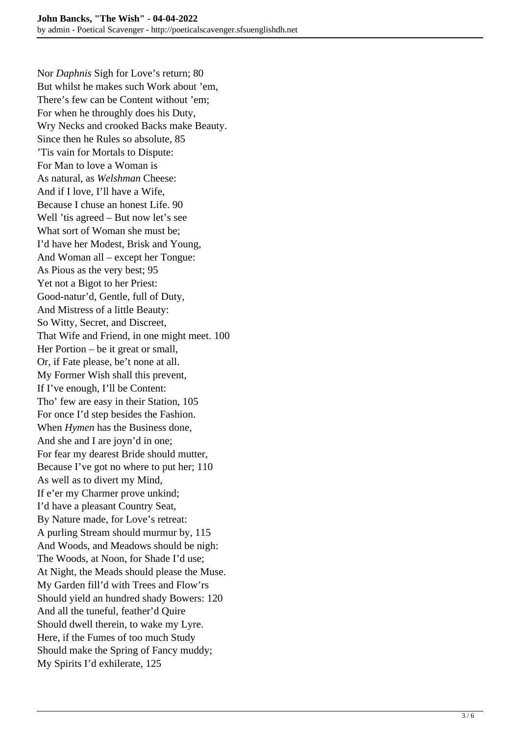Nor *Daphnis* Sigh for Love's return; 80
But whilst he makes such Work about 'em,
There's few can be Content without 'em;
For when he throughly does his Duty,
Wry Necks and crooked Backs make Beauty.
Since then he Rules so absolute, 85
'Tis vain for Mortals to Dispute:
For Man to love a Woman is
As natural, as *Welshman* Cheese:
And if I love, I'll have a Wife,
Because I chuse an honest Life. 90
Well 'tis agreed – But now let's see
What sort of Woman she must be;
I'd have her Modest, Brisk and Young,
And Woman all – except her Tongue:
As Pious as the very best; 95
Yet not a Bigot to her Priest:
Good-natur'd, Gentle, full of Duty,
And Mistress of a little Beauty:
So Witty, Secret, and Discreet,
That Wife and Friend, in one might meet. 100
Her Portion – be it great or small,
Or, if Fate please, be't none at all.
My Former Wish shall this prevent,
If I've enough, I'll be Content:
Tho' few are easy in their Station, 105
For once I'd step besides the Fashion.
When *Hymen* has the Business done,
And she and I are joyn'd in one;
For fear my dearest Bride should mutter,
Because I've got no where to put her; 110
As well as to divert my Mind,
If e'er my Charmer prove unkind;
I'd have a pleasant Country Seat,
By Nature made, for Love's retreat:
A purling Stream should murmur by, 115
And Woods, and Meadows should be nigh:
The Woods, at Noon, for Shade I'd use;
At Night, the Meads should please the Muse.
My Garden fill'd with Trees and Flow'rs
Should yield an hundred shady Bowers: 120
And all the tuneful, feather'd Quire
Should dwell therein, to wake my Lyre.
Here, if the Fumes of too much Study
Should make the Spring of Fancy muddy;
My Spirits I'd exhilerate, 125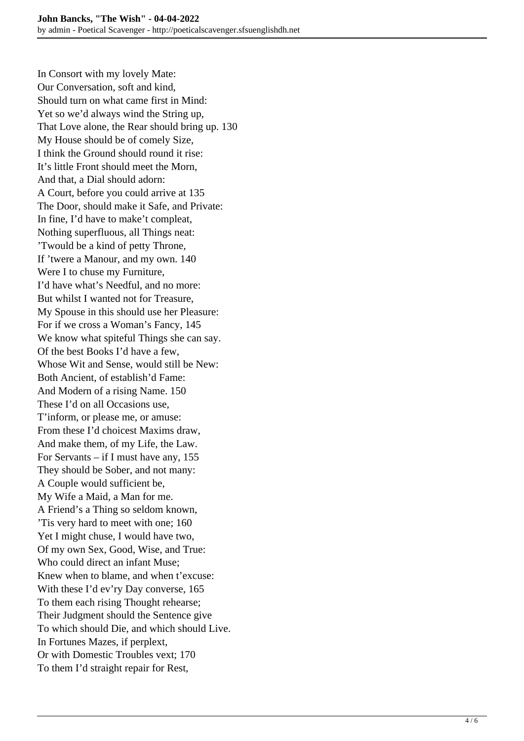In Consort with my lovely Mate:  
Our Conversation, soft and kind,  
Should turn on what came first in Mind:  
Yet so we'd always wind the String up,  
That Love alone, the Rear should bring up. 130  
My House should be of comely Size,  
I think the Ground should round it rise:  
It's little Front should meet the Morn,  
And that, a Dial should adorn:  
A Court, before you could arrive at 135  
The Door, should make it Safe, and Private:  
In fine, I'd have to make't compleat,  
Nothing superfluous, all Things neat:  
'Twould be a kind of petty Throne,  
If 'twere a Manour, and my own. 140  
Were I to chuse my Furniture,  
I'd have what's Needful, and no more:  
But whilst I wanted not for Treasure,  
My Spouse in this should use her Pleasure:  
For if we cross a Woman's Fancy, 145  
We know what spiteful Things she can say.  
Of the best Books I'd have a few,  
Whose Wit and Sense, would still be New:  
Both Ancient, of establish'd Fame:  
And Modern of a rising Name. 150  
These I'd on all Occasions use,  
T'inform, or please me, or amuse:  
From these I'd choicest Maxims draw,  
And make them, of my Life, the Law.  
For Servants – if I must have any, 155  
They should be Sober, and not many:  
A Couple would sufficient be,  
My Wife a Maid, a Man for me.  
A Friend's a Thing so seldom known,  
'Tis very hard to meet with one; 160  
Yet I might chuse, I would have two,  
Of my own Sex, Good, Wise, and True:  
Who could direct an infant Muse;  
Knew when to blame, and when t'excuse:  
With these I'd ev'ry Day converse, 165  
To them each rising Thought rehearse;  
Their Judgment should the Sentence give  
To which should Die, and which should Live.  
In Fortunes Mazes, if perplext,  
Or with Domestic Troubles vext; 170  
To them I'd straight repair for Rest,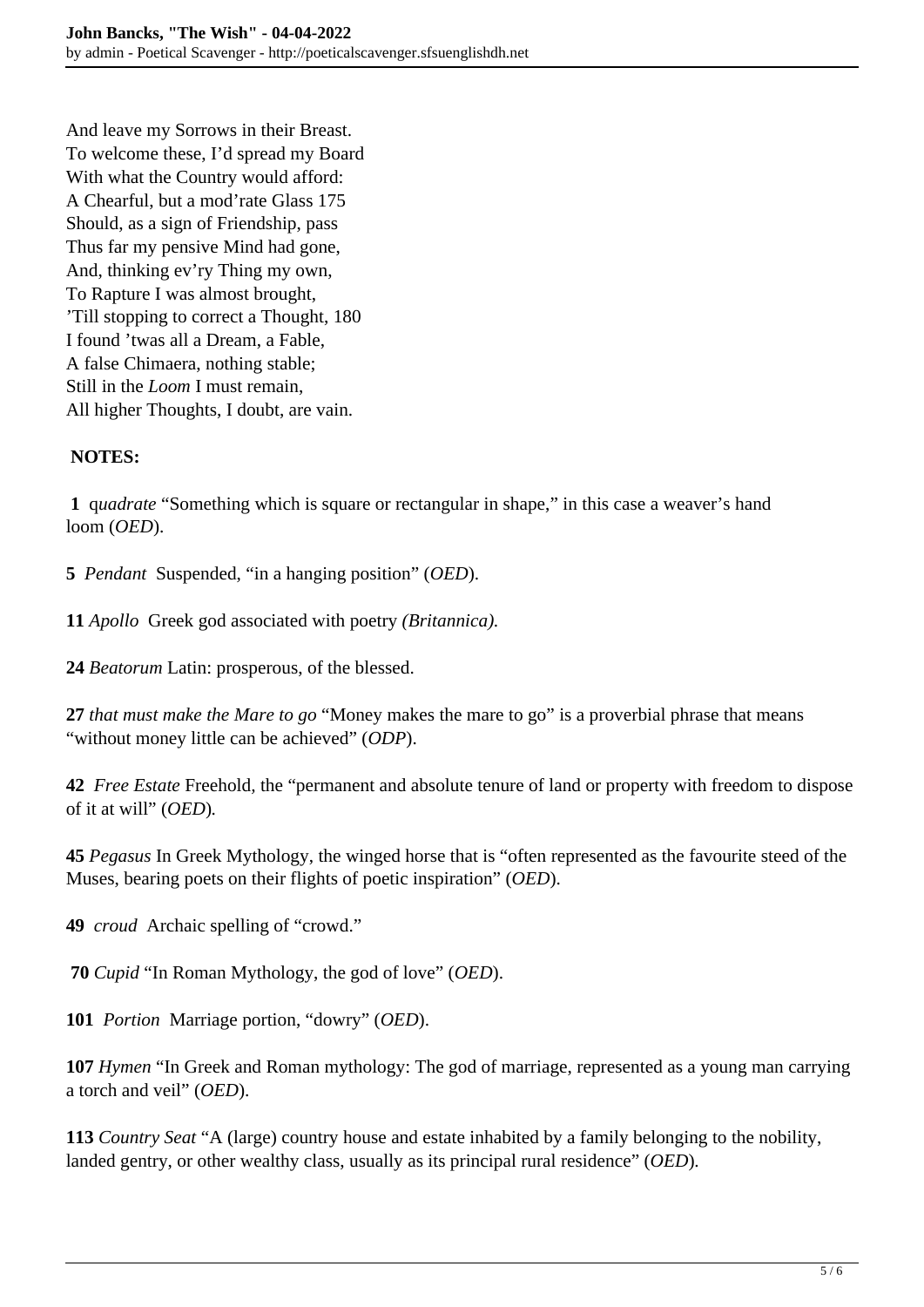And leave my Sorrows in their Breast.
To welcome these, I'd spread my Board
With what the Country would afford:
A Chearful, but a mod'rate Glass 175
Should, as a sign of Friendship, pass
Thus far my pensive Mind had gone,
And, thinking ev'ry Thing my own,
To Rapture I was almost brought,
'Till stopping to correct a Thought, 180
I found 'twas all a Dream, a Fable,
A false Chimaera, nothing stable;
Still in the *Loom* I must remain,
All higher Thoughts, I doubt, are vain.

**NOTES:**

**1** q*uadrate* "Something which is square or rectangular in shape," in this case a weaver's hand loom (*OED*).

**5** *Pendant* Suspended, "in a hanging position" (*OED*).

**11** *Apollo* Greek god associated with poetry *(Britannica).*

**24** *Beatorum* Latin: prosperous, of the blessed.

**27** *that must make the Mare to go* "Money makes the mare to go" is a proverbial phrase that means "without money little can be achieved" (*ODP*).

**42** *Free Estate* Freehold, the "permanent and absolute tenure of land or property with freedom to dispose of it at will" (*OED*)*.*

**45** *Pegasus* In Greek Mythology, the winged horse that is "often represented as the favourite steed of the Muses, bearing poets on their flights of poetic inspiration" (*OED*).

**49** *croud* Archaic spelling of "crowd."

**70** *Cupid* "In Roman Mythology, the god of love" (*OED*).

**101** *Portion* Marriage portion, "dowry" (*OED*).

**107** *Hymen* "In Greek and Roman mythology: The god of marriage, represented as a young man carrying a torch and veil" (*OED*).

**113** *Country Seat* "A (large) country house and estate inhabited by a family belonging to the nobility, landed gentry, or other wealthy class, usually as its principal rural residence" (*OED*).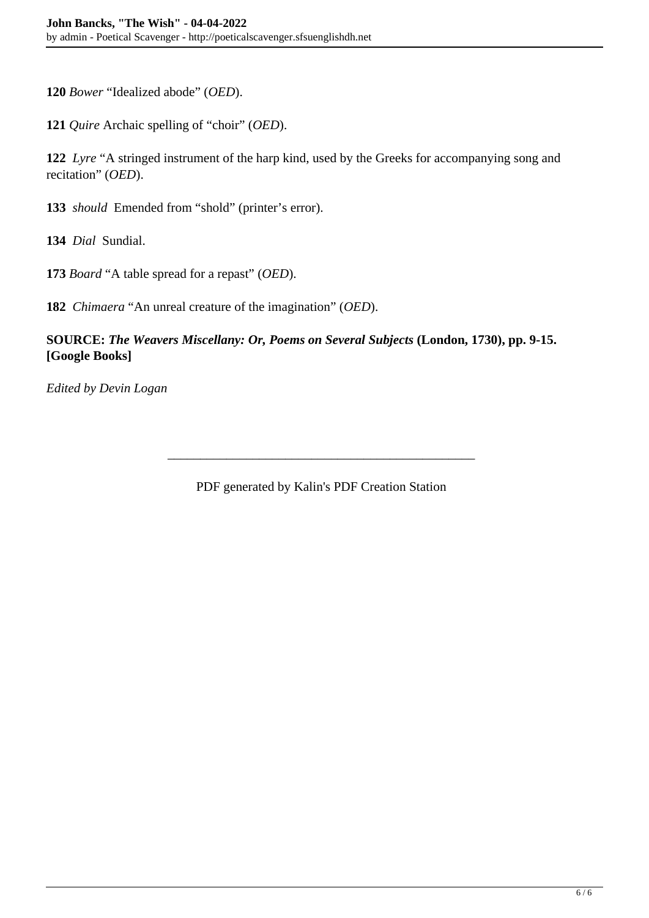**120** *Bower* “Idealized abode” (*OED*).

**121** *Quire* Archaic spelling of “choir” (*OED*).

**122** *Lyre* “A stringed instrument of the harp kind, used by the Greeks for accompanying song and recitation” (*OED*).

**133** *should* Emended from “shold” (printer’s error).

**134** *Dial* Sundial.

**173** *Board* “A table spread for a repast” (*OED*).

**182** *Chimaera* “An unreal creature of the imagination” (*OED*).

**SOURCE:** ***The Weavers Miscellany: Or, Poems on Several Subjects*** **(London, 1730), pp. 9-15. [Google Books]**

*Edited by Devin Logan*

---

PDF generated by Kalin's PDF Creation Station